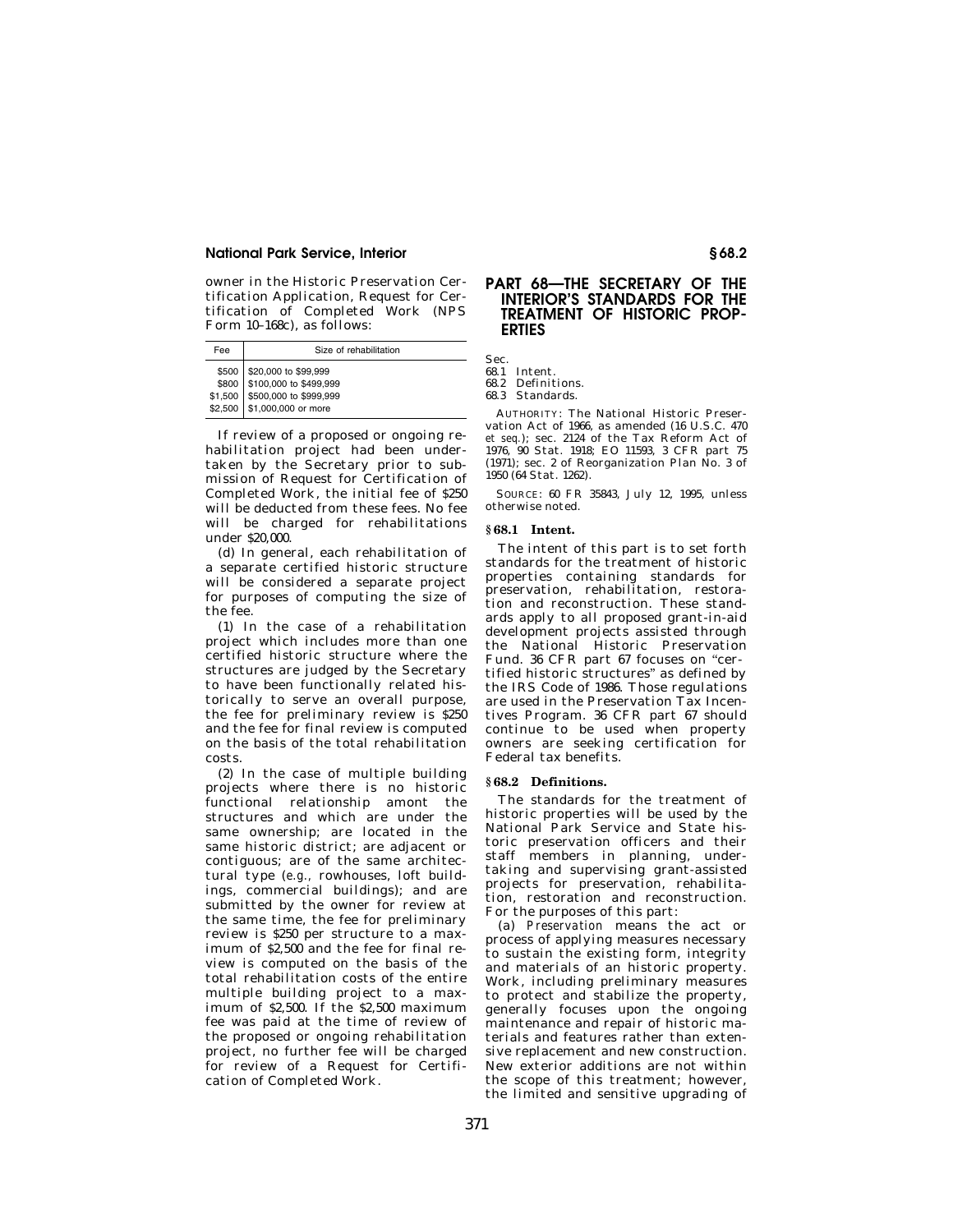owner in the Historic Preservation Certification Application, Request for Certification of Completed Work (NPS Form 10–168c), as follows:

| Fee | Size of rehabilitation |
|---|---|
| $500 | $20,000 to $99,999 |
| $800 | $100,000 to $499,999 |
| $1,500 | $500,000 to $999,999 |
| $2,500 | $1,000,000 or more |

If review of a proposed or ongoing rehabilitation project had been undertaken by the Secretary prior to submission of Request for Certification of Completed Work, the initial fee of $250 will be deducted from these fees. No fee will be charged for rehabilitations under $20,000.

(d) In general, each rehabilitation of a separate certified historic structure will be considered a separate project for purposes of computing the size of the fee.

(1) In the case of a rehabilitation project which includes more than one certified historic structure where the structures are judged by the Secretary to have been functionally related historically to serve an overall purpose, the fee for preliminary review is $250 and the fee for final review is computed on the basis of the total rehabilitation costs.

(2) In the case of multiple building projects where there is no historic functional relationship amont the structures and which are under the same ownership; are located in the same historic district; are adjacent or contiguous; are of the same architectural type (*e.g.,* rowhouses, loft buildings, commercial buildings); and are submitted by the owner for review at the same time, the fee for preliminary review is $250 per structure to a maximum of $2,500 and the fee for final review is computed on the basis of the total rehabilitation costs of the entire multiple building project to a maximum of $2,500. If the $2,500 maximum fee was paid at the time of review of the proposed or ongoing rehabilitation project, no further fee will be charged for review of a Request for Certification of Completed Work.

# PART 68—THE SECRETARY OF THE INTERIOR'S STANDARDS FOR THE TREATMENT OF HISTORIC PROPERTIES

Sec.
68.1 Intent.
68.2 Definitions.
68.3 Standards.

AUTHORITY: The National Historic Preservation Act of 1966, as amended (16 U.S.C. 470 *et seq.*); sec. 2124 of the Tax Reform Act of 1976, 90 Stat. 1918; EO 11593, 3 CFR part 75 (1971); sec. 2 of Reorganization Plan No. 3 of 1950 (64 Stat. 1262).

SOURCE: 60 FR 35843, July 12, 1995, unless otherwise noted.

## § 68.1 Intent.

The intent of this part is to set forth standards for the treatment of historic properties containing standards for preservation, rehabilitation, restoration and reconstruction. These standards apply to all proposed grant-in-aid development projects assisted through the National Historic Preservation Fund. 36 CFR part 67 focuses on "certified historic structures" as defined by the IRS Code of 1986. Those regulations are used in the Preservation Tax Incentives Program. 36 CFR part 67 should continue to be used when property owners are seeking certification for Federal tax benefits.

## § 68.2 Definitions.

The standards for the treatment of historic properties will be used by the National Park Service and State historic preservation officers and their staff members in planning, undertaking and supervising grant-assisted projects for preservation, rehabilitation, restoration and reconstruction. For the purposes of this part:

(a) *Preservation* means the act or process of applying measures necessary to sustain the existing form, integrity and materials of an historic property. Work, including preliminary measures to protect and stabilize the property, generally focuses upon the ongoing maintenance and repair of historic materials and features rather than extensive replacement and new construction. New exterior additions are not within the scope of this treatment; however, the limited and sensitive upgrading of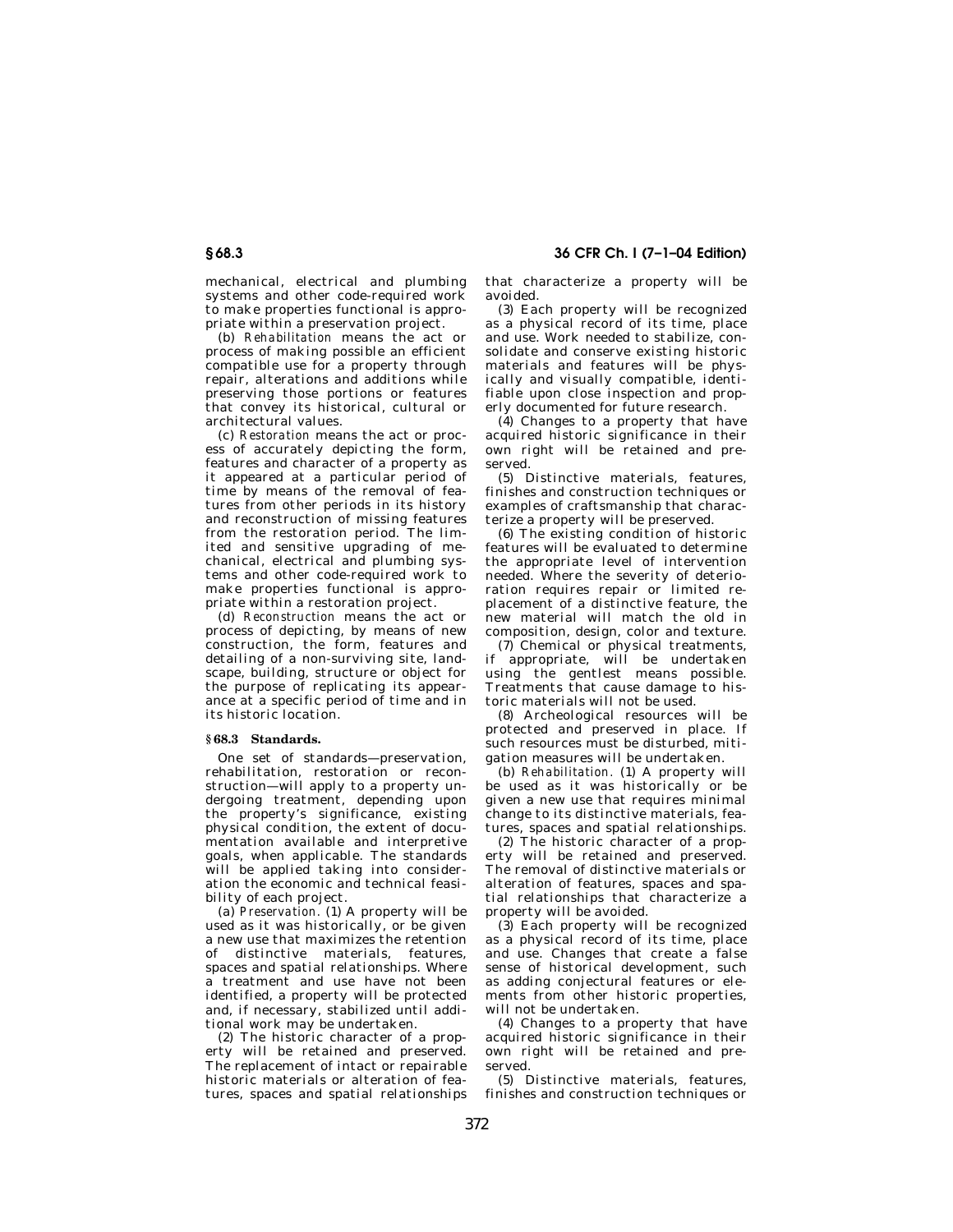mechanical, electrical and plumbing systems and other code-required work to make properties functional is appropriate within a preservation project.

(b) *Rehabilitation* means the act or process of making possible an efficient compatible use for a property through repair, alterations and additions while preserving those portions or features that convey its historical, cultural or architectural values.

(c) *Restoration* means the act or process of accurately depicting the form, features and character of a property as it appeared at a particular period of time by means of the removal of features from other periods in its history and reconstruction of missing features from the restoration period. The limited and sensitive upgrading of mechanical, electrical and plumbing systems and other code-required work to make properties functional is appropriate within a restoration project.

(d) *Reconstruction* means the act or process of depicting, by means of new construction, the form, features and detailing of a non-surviving site, landscape, building, structure or object for the purpose of replicating its appearance at a specific period of time and in its historic location.

## § 68.3 Standards.

One set of standards—preservation, rehabilitation, restoration or reconstruction—will apply to a property undergoing treatment, depending upon the property's significance, existing physical condition, the extent of documentation available and interpretive goals, when applicable. The standards will be applied taking into consideration the economic and technical feasibility of each project.

(a) *Preservation.* (1) A property will be used as it was historically, or be given a new use that maximizes the retention of distinctive materials, features, spaces and spatial relationships. Where a treatment and use have not been identified, a property will be protected and, if necessary, stabilized until additional work may be undertaken.

(2) The historic character of a property will be retained and preserved. The replacement of intact or repairable historic materials or alteration of features, spaces and spatial relationships that characterize a property will be avoided.

(3) Each property will be recognized as a physical record of its time, place and use. Work needed to stabilize, consolidate and conserve existing historic materials and features will be physically and visually compatible, identifiable upon close inspection and properly documented for future research.

(4) Changes to a property that have acquired historic significance in their own right will be retained and preserved.

(5) Distinctive materials, features, finishes and construction techniques or examples of craftsmanship that characterize a property will be preserved.

(6) The existing condition of historic features will be evaluated to determine the appropriate level of intervention needed. Where the severity of deterioration requires repair or limited replacement of a distinctive feature, the new material will match the old in composition, design, color and texture.

(7) Chemical or physical treatments, if appropriate, will be undertaken using the gentlest means possible. Treatments that cause damage to historic materials will not be used.

(8) Archeological resources will be protected and preserved in place. If such resources must be disturbed, mitigation measures will be undertaken.

(b) *Rehabilitation.* (1) A property will be used as it was historically or be given a new use that requires minimal change to its distinctive materials, features, spaces and spatial relationships.

(2) The historic character of a property will be retained and preserved. The removal of distinctive materials or alteration of features, spaces and spatial relationships that characterize a property will be avoided.

(3) Each property will be recognized as a physical record of its time, place and use. Changes that create a false sense of historical development, such as adding conjectural features or elements from other historic properties, will not be undertaken.

(4) Changes to a property that have acquired historic significance in their own right will be retained and preserved.

(5) Distinctive materials, features, finishes and construction techniques or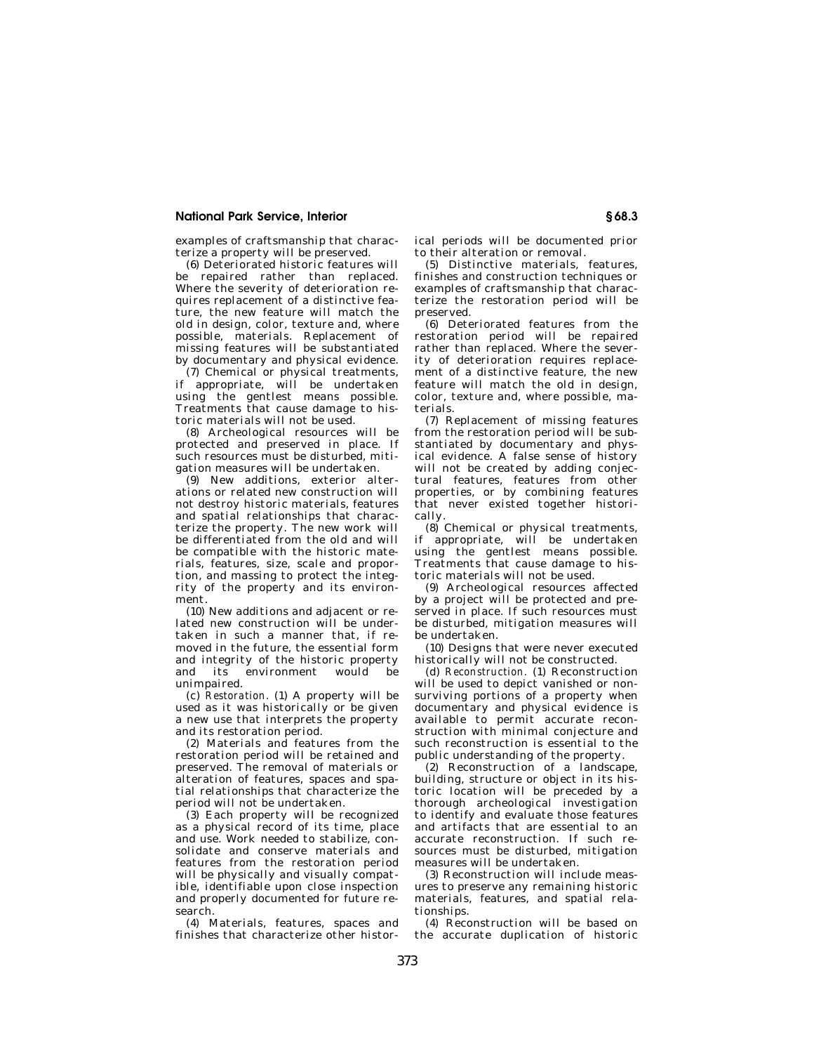examples of craftsmanship that characterize a property will be preserved.

(6) Deteriorated historic features will be repaired rather than replaced. Where the severity of deterioration requires replacement of a distinctive feature, the new feature will match the old in design, color, texture and, where possible, materials. Replacement of missing features will be substantiated by documentary and physical evidence.

(7) Chemical or physical treatments, if appropriate, will be undertaken using the gentlest means possible. Treatments that cause damage to historic materials will not be used.

(8) Archeological resources will be protected and preserved in place. If such resources must be disturbed, mitigation measures will be undertaken.

(9) New additions, exterior alterations or related new construction will not destroy historic materials, features and spatial relationships that characterize the property. The new work will be differentiated from the old and will be compatible with the historic materials, features, size, scale and proportion, and massing to protect the integrity of the property and its environment.

(10) New additions and adjacent or related new construction will be undertaken in such a manner that, if removed in the future, the essential form and integrity of the historic property and its environment would be unimpaired.

(c) *Restoration.* (1) A property will be used as it was historically or be given a new use that interprets the property and its restoration period.

(2) Materials and features from the restoration period will be retained and preserved. The removal of materials or alteration of features, spaces and spatial relationships that characterize the period will not be undertaken.

(3) Each property will be recognized as a physical record of its time, place and use. Work needed to stabilize, consolidate and conserve materials and features from the restoration period will be physically and visually compatible, identifiable upon close inspection and properly documented for future research.

(4) Materials, features, spaces and finishes that characterize other historical periods will be documented prior to their alteration or removal.

(5) Distinctive materials, features, finishes and construction techniques or examples of craftsmanship that characterize the restoration period will be preserved.

(6) Deteriorated features from the restoration period will be repaired rather than replaced. Where the severity of deterioration requires replacement of a distinctive feature, the new feature will match the old in design, color, texture and, where possible, materials.

(7) Replacement of missing features from the restoration period will be substantiated by documentary and physical evidence. A false sense of history will not be created by adding conjectural features, features from other properties, or by combining features that never existed together historically.

(8) Chemical or physical treatments, if appropriate, will be undertaken using the gentlest means possible. Treatments that cause damage to historic materials will not be used.

(9) Archeological resources affected by a project will be protected and preserved in place. If such resources must be disturbed, mitigation measures will be undertaken.

(10) Designs that were never executed historically will not be constructed.

(d) *Reconstruction.* (1) Reconstruction will be used to depict vanished or non-surviving portions of a property when documentary and physical evidence is available to permit accurate reconstruction with minimal conjecture and such reconstruction is essential to the public understanding of the property.

(2) Reconstruction of a landscape, building, structure or object in its historic location will be preceded by a thorough archeological investigation to identify and evaluate those features and artifacts that are essential to an accurate reconstruction. If such resources must be disturbed, mitigation measures will be undertaken.

(3) Reconstruction will include measures to preserve any remaining historic materials, features, and spatial relationships.

(4) Reconstruction will be based on the accurate duplication of historic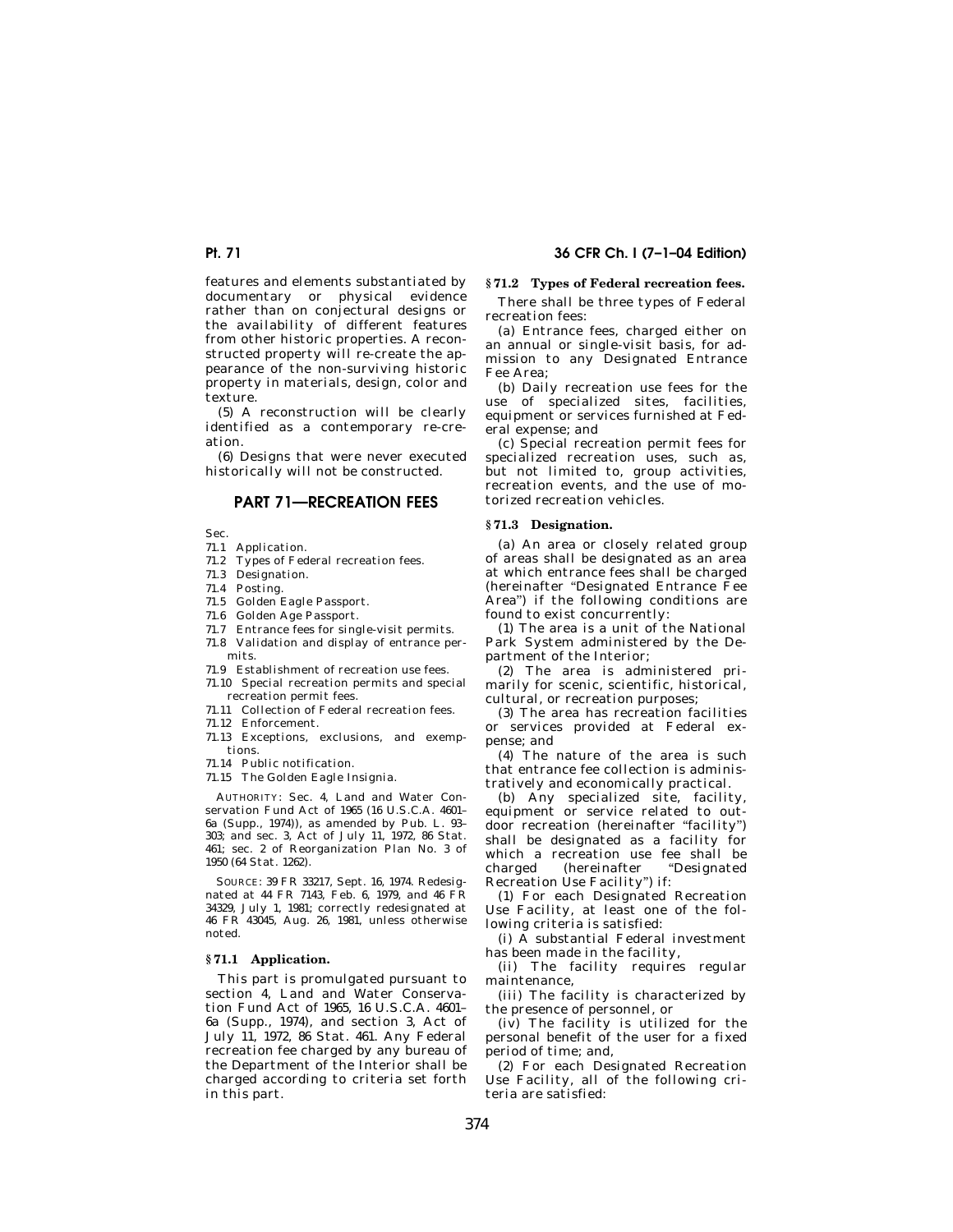features and elements substantiated by documentary or physical evidence rather than on conjectural designs or the availability of different features from other historic properties. A reconstructed property will re-create the appearance of the non-surviving historic property in materials, design, color and texture.

(5) A reconstruction will be clearly identified as a contemporary re-creation.

(6) Designs that were never executed historically will not be constructed.

## PART 71—RECREATION FEES

Sec.

71.1 Application.
71.2 Types of Federal recreation fees.
71.3 Designation.
71.4 Posting.
71.5 Golden Eagle Passport.
71.6 Golden Age Passport.
71.7 Entrance fees for single-visit permits.
71.8 Validation and display of entrance permits.
71.9 Establishment of recreation use fees.
71.10 Special recreation permits and special recreation permit fees.
71.11 Collection of Federal recreation fees.
71.12 Enforcement.
71.13 Exceptions, exclusions, and exemptions.
71.14 Public notification.
71.15 The Golden Eagle Insignia.

AUTHORITY: Sec. 4, Land and Water Conservation Fund Act of 1965 (16 U.S.C.A. 4601–6a (Supp., 1974)), as amended by Pub. L. 93–303; and sec. 3, Act of July 11, 1972, 86 Stat. 461; sec. 2 of Reorganization Plan No. 3 of 1950 (64 Stat. 1262).

SOURCE: 39 FR 33217, Sept. 16, 1974. Redesignated at 44 FR 7143, Feb. 6, 1979, and 46 FR 34329, July 1, 1981; correctly redesignated at 46 FR 43045, Aug. 26, 1981, unless otherwise noted.

### § 71.1 Application.

This part is promulgated pursuant to section 4, Land and Water Conservation Fund Act of 1965, 16 U.S.C.A. 4601–6a (Supp., 1974), and section 3, Act of July 11, 1972, 86 Stat. 461. Any Federal recreation fee charged by any bureau of the Department of the Interior shall be charged according to criteria set forth in this part.

### § 71.2 Types of Federal recreation fees.

There shall be three types of Federal recreation fees:

(a) Entrance fees, charged either on an annual or single-visit basis, for admission to any Designated Entrance Fee Area;

(b) Daily recreation use fees for the use of specialized sites, facilities, equipment or services furnished at Federal expense; and

(c) Special recreation permit fees for specialized recreation uses, such as, but not limited to, group activities, recreation events, and the use of motorized recreation vehicles.

### § 71.3 Designation.

(a) An area or closely related group of areas shall be designated as an area at which entrance fees shall be charged (hereinafter "Designated Entrance Fee Area") if the following conditions are found to exist concurrently:

(1) The area is a unit of the National Park System administered by the Department of the Interior;

(2) The area is administered primarily for scenic, scientific, historical, cultural, or recreation purposes;

(3) The area has recreation facilities or services provided at Federal expense; and

(4) The nature of the area is such that entrance fee collection is administratively and economically practical.

(b) Any specialized site, facility, equipment or service related to outdoor recreation (hereinafter "facility") shall be designated as a facility for which a recreation use fee shall be charged (hereinafter "Designated Recreation Use Facility") if:

(1) For each Designated Recreation Use Facility, at least one of the following criteria is satisfied:

(i) A substantial Federal investment has been made in the facility,

(ii) The facility requires regular maintenance,

(iii) The facility is characterized by the presence of personnel, or

(iv) The facility is utilized for the personal benefit of the user for a fixed period of time; and,

(2) For each Designated Recreation Use Facility, all of the following criteria are satisfied: